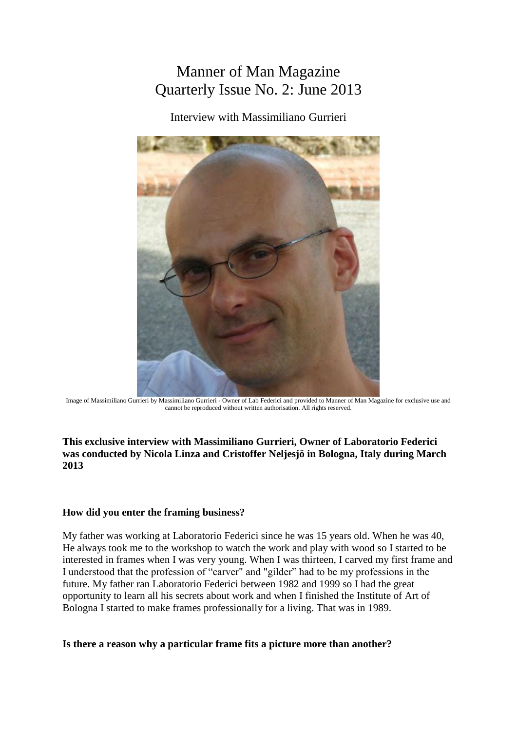# Manner of Man Magazine
# Quarterly Issue No. 2: June 2013

## Interview with Massimiliano Gurrieri

Image of Massimiliano Gurrieri by Massimiliano Gurrieri - Owner of Lab Federici and provided to Manner of Man Magazine for exclusive use and cannot be reproduced without written authorisation. All rights reserved.

**This exclusive interview with Massimiliano Gurrieri, Owner of Laboratorio Federici was conducted by Nicola Linza and Cristoffer Neljesjö in Bologna, Italy during March 2013**

**How did you enter the framing business?**

My father was working at Laboratorio Federici since he was 15 years old. When he was 40, He always took me to the workshop to watch the work and play with wood so I started to be interested in frames when I was very young. When I was thirteen, I carved my first frame and I understood that the profession of "carver" and "gilder" had to be my professions in the future. My father ran Laboratorio Federici between 1982 and 1999 so I had the great opportunity to learn all his secrets about work and when I finished the Institute of Art of Bologna I started to make frames professionally for a living. That was in 1989.

**Is there a reason why a particular frame fits a picture more than another?**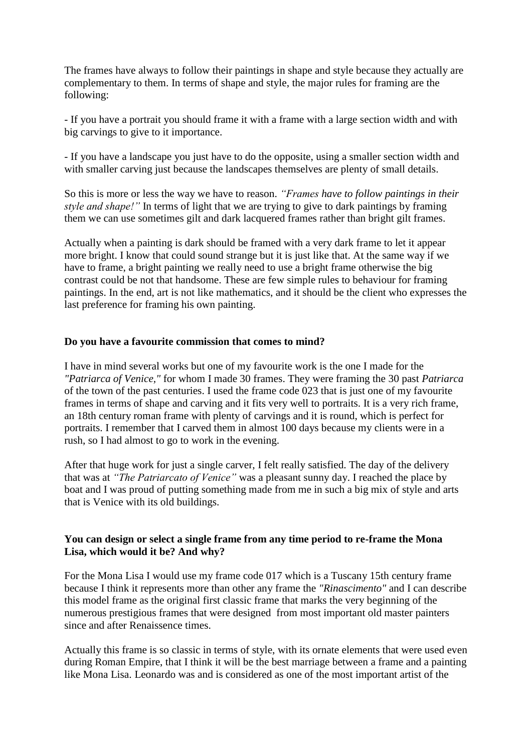The frames have always to follow their paintings in shape and style because they actually are complementary to them. In terms of shape and style, the major rules for framing are the following:

- If you have a portrait you should frame it with a frame with a large section width and with big carvings to give to it importance.

- If you have a landscape you just have to do the opposite, using a smaller section width and with smaller carving just because the landscapes themselves are plenty of small details.

So this is more or less the way we have to reason. *"Frames have to follow paintings in their style and shape!"* In terms of light that we are trying to give to dark paintings by framing them we can use sometimes gilt and dark lacquered frames rather than bright gilt frames.

Actually when a painting is dark should be framed with a very dark frame to let it appear more bright. I know that could sound strange but it is just like that. At the same way if we have to frame, a bright painting we really need to use a bright frame otherwise the big contrast could be not that handsome. These are few simple rules to behaviour for framing paintings. In the end, art is not like mathematics, and it should be the client who expresses the last preference for framing his own painting.

**Do you have a favourite commission that comes to mind?**

I have in mind several works but one of my favourite work is the one I made for the *"Patriarca of Venice,"* for whom I made 30 frames. They were framing the 30 past *Patriarca* of the town of the past centuries. I used the frame code 023 that is just one of my favourite frames in terms of shape and carving and it fits very well to portraits. It is a very rich frame, an 18th century roman frame with plenty of carvings and it is round, which is perfect for portraits. I remember that I carved them in almost 100 days because my clients were in a rush, so I had almost to go to work in the evening.

After that huge work for just a single carver, I felt really satisfied. The day of the delivery that was at *"The Patriarcato of Venice"* was a pleasant sunny day. I reached the place by boat and I was proud of putting something made from me in such a big mix of style and arts that is Venice with its old buildings.

**You can design or select a single frame from any time period to re-frame the Mona Lisa, which would it be? And why?**

For the Mona Lisa I would use my frame code 017 which is a Tuscany 15th century frame because I think it represents more than other any frame the *"Rinascimento"* and I can describe this model frame as the original first classic frame that marks the very beginning of the numerous prestigious frames that were designed from most important old master painters since and after Renaissence times.

Actually this frame is so classic in terms of style, with its ornate elements that were used even during Roman Empire, that I think it will be the best marriage between a frame and a painting like Mona Lisa. Leonardo was and is considered as one of the most important artist of the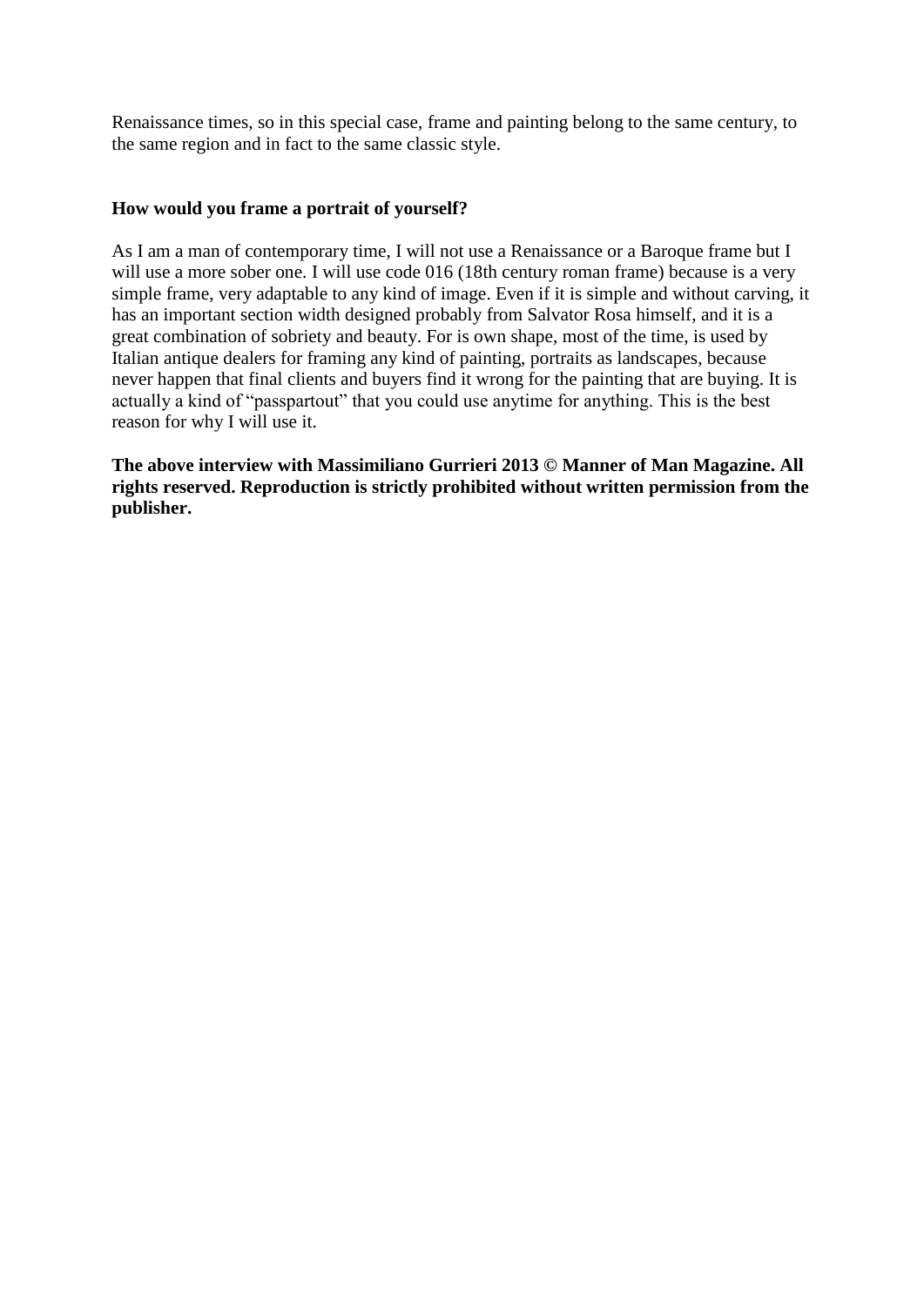Renaissance times, so in this special case, frame and painting belong to the same century, to the same region and in fact to the same classic style.

**How would you frame a portrait of yourself?**

As I am a man of contemporary time, I will not use a Renaissance or a Baroque frame but I will use a more sober one. I will use code 016 (18th century roman frame) because is a very simple frame, very adaptable to any kind of image. Even if it is simple and without carving, it has an important section width designed probably from Salvator Rosa himself, and it is a great combination of sobriety and beauty. For is own shape, most of the time, is used by Italian antique dealers for framing any kind of painting, portraits as landscapes, because never happen that final clients and buyers find it wrong for the painting that are buying. It is actually a kind of "passpartout" that you could use anytime for anything. This is the best reason for why I will use it.

**The above interview with Massimiliano Gurrieri 2013 © Manner of Man Magazine. All rights reserved. Reproduction is strictly prohibited without written permission from the publisher.**